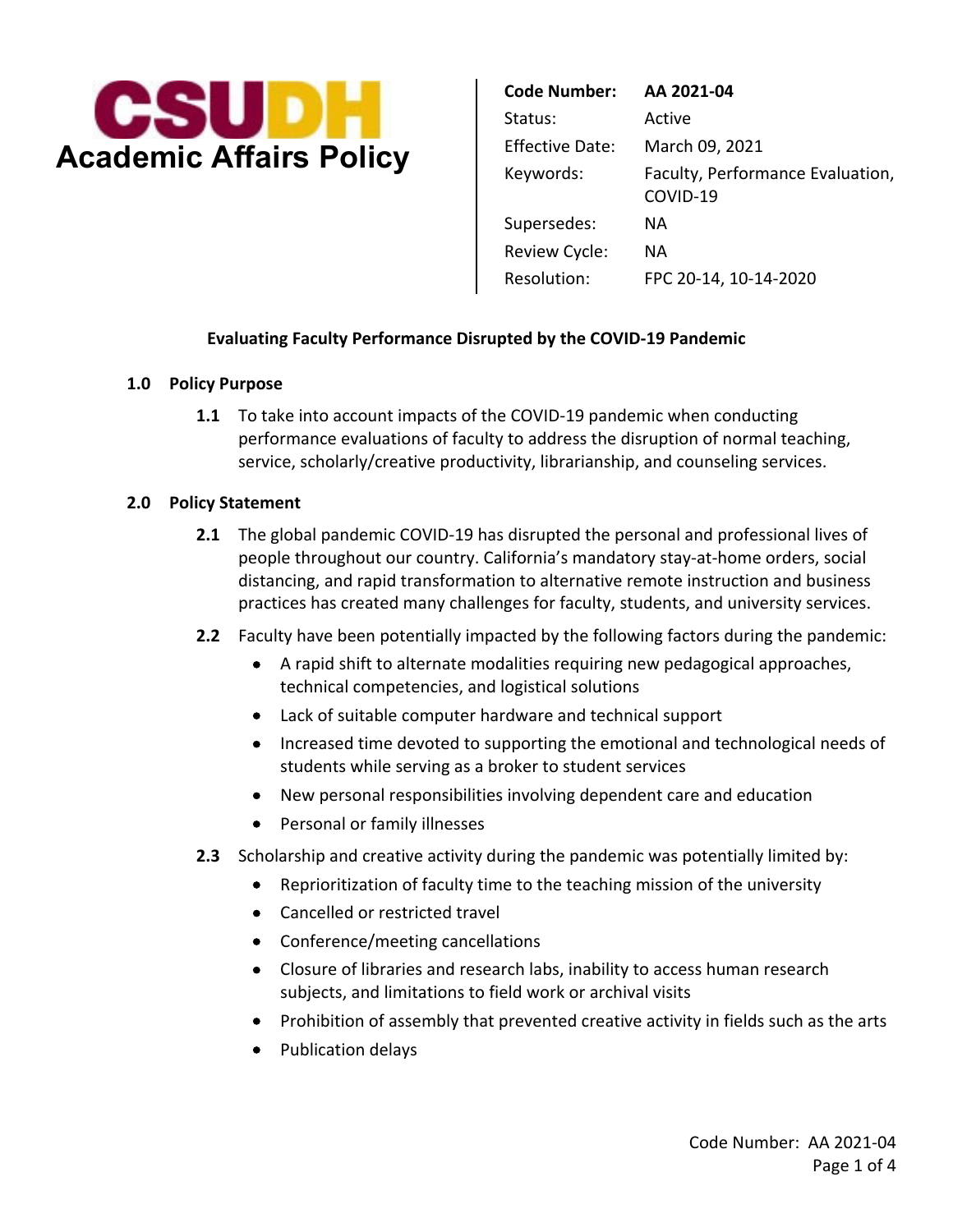# CSUDH Academic Affairs Policy

| | |
|---|---|
| **Code Number:** | **AA 2021-04** |
| Status: | Active |
| Effective Date: | March 09, 2021 |
| Keywords: | Faculty, Performance Evaluation, COVID-19 |
| Supersedes: | NA |
| Review Cycle: | NA |
| Resolution: | FPC 20-14, 10-14-2020 |

## Evaluating Faculty Performance Disrupted by the COVID-19 Pandemic

### 1.0 Policy Purpose

**1.1** To take into account impacts of the COVID-19 pandemic when conducting performance evaluations of faculty to address the disruption of normal teaching, service, scholarly/creative productivity, librarianship, and counseling services.

### 2.0 Policy Statement

**2.1** The global pandemic COVID-19 has disrupted the personal and professional lives of people throughout our country. California's mandatory stay-at-home orders, social distancing, and rapid transformation to alternative remote instruction and business practices has created many challenges for faculty, students, and university services.

**2.2** Faculty have been potentially impacted by the following factors during the pandemic:

- A rapid shift to alternate modalities requiring new pedagogical approaches, technical competencies, and logistical solutions
- Lack of suitable computer hardware and technical support
- Increased time devoted to supporting the emotional and technological needs of students while serving as a broker to student services
- New personal responsibilities involving dependent care and education
- Personal or family illnesses

**2.3** Scholarship and creative activity during the pandemic was potentially limited by:

- Reprioritization of faculty time to the teaching mission of the university
- Cancelled or restricted travel
- Conference/meeting cancellations
- Closure of libraries and research labs, inability to access human research subjects, and limitations to field work or archival visits
- Prohibition of assembly that prevented creative activity in fields such as the arts
- Publication delays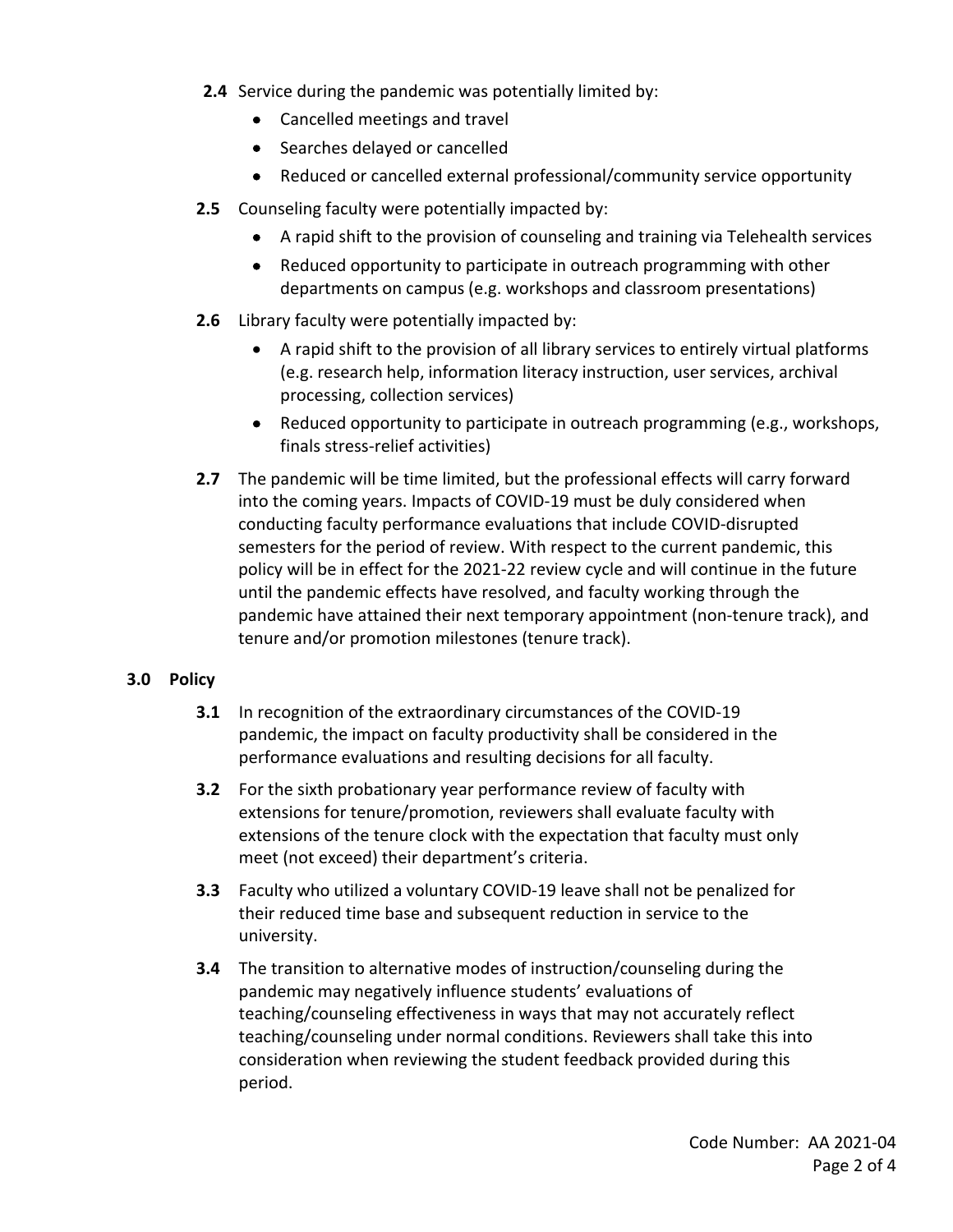**2.4** Service during the pandemic was potentially limited by:

- Cancelled meetings and travel
- Searches delayed or cancelled
- Reduced or cancelled external professional/community service opportunity

**2.5** Counseling faculty were potentially impacted by:

- A rapid shift to the provision of counseling and training via Telehealth services
- Reduced opportunity to participate in outreach programming with other departments on campus (e.g. workshops and classroom presentations)

**2.6** Library faculty were potentially impacted by:

- A rapid shift to the provision of all library services to entirely virtual platforms (e.g. research help, information literacy instruction, user services, archival processing, collection services)
- Reduced opportunity to participate in outreach programming (e.g., workshops, finals stress-relief activities)

**2.7** The pandemic will be time limited, but the professional effects will carry forward into the coming years. Impacts of COVID-19 must be duly considered when conducting faculty performance evaluations that include COVID-disrupted semesters for the period of review. With respect to the current pandemic, this policy will be in effect for the 2021-22 review cycle and will continue in the future until the pandemic effects have resolved, and faculty working through the pandemic have attained their next temporary appointment (non-tenure track), and tenure and/or promotion milestones (tenure track).

## 3.0 Policy

**3.1** In recognition of the extraordinary circumstances of the COVID-19 pandemic, the impact on faculty productivity shall be considered in the performance evaluations and resulting decisions for all faculty.

**3.2** For the sixth probationary year performance review of faculty with extensions for tenure/promotion, reviewers shall evaluate faculty with extensions of the tenure clock with the expectation that faculty must only meet (not exceed) their department's criteria.

**3.3** Faculty who utilized a voluntary COVID-19 leave shall not be penalized for their reduced time base and subsequent reduction in service to the university.

**3.4** The transition to alternative modes of instruction/counseling during the pandemic may negatively influence students' evaluations of teaching/counseling effectiveness in ways that may not accurately reflect teaching/counseling under normal conditions. Reviewers shall take this into consideration when reviewing the student feedback provided during this period.

Code Number: AA 2021-04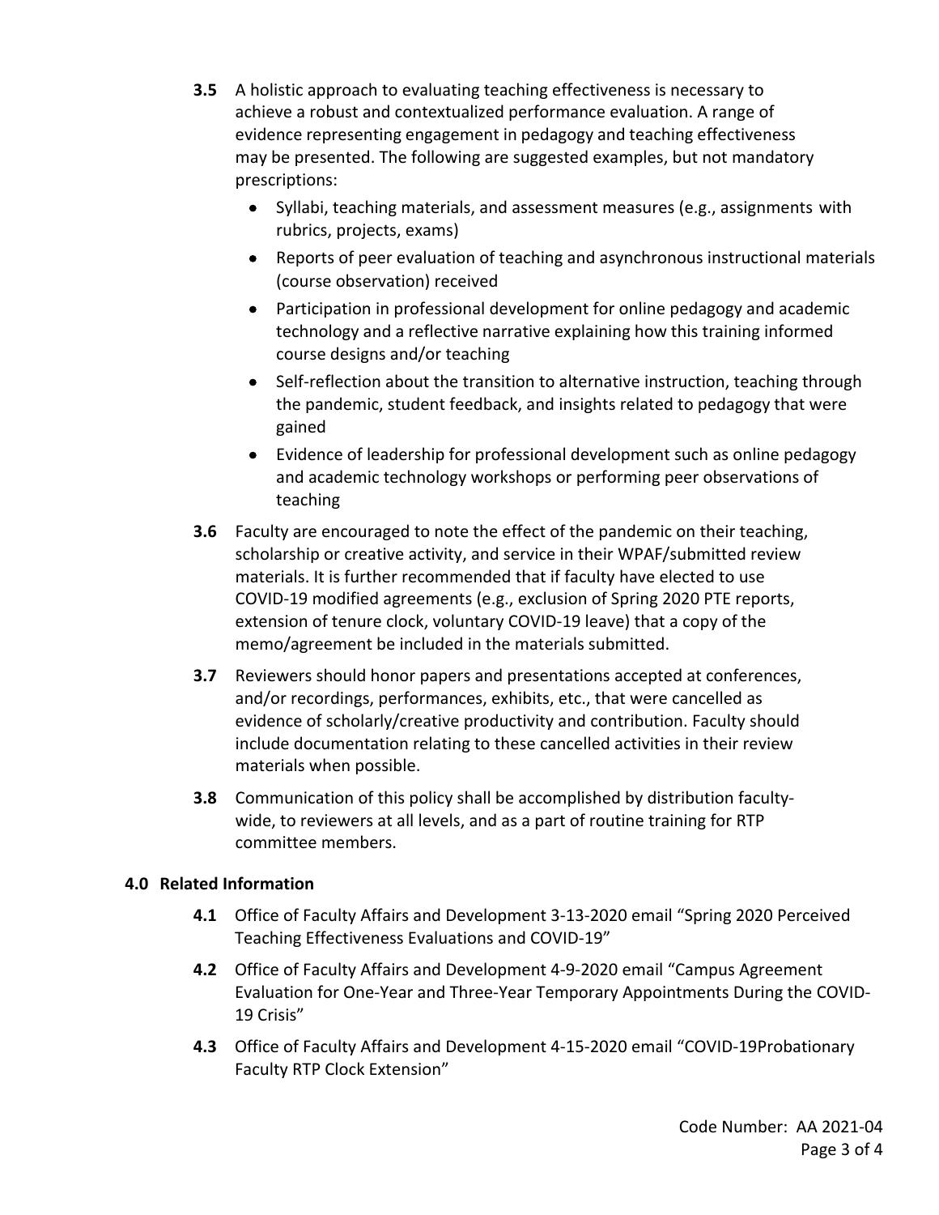**3.5** A holistic approach to evaluating teaching effectiveness is necessary to achieve a robust and contextualized performance evaluation. A range of evidence representing engagement in pedagogy and teaching effectiveness may be presented. The following are suggested examples, but not mandatory prescriptions:

- Syllabi, teaching materials, and assessment measures (e.g., assignments with rubrics, projects, exams)
- Reports of peer evaluation of teaching and asynchronous instructional materials (course observation) received
- Participation in professional development for online pedagogy and academic technology and a reflective narrative explaining how this training informed course designs and/or teaching
- Self-reflection about the transition to alternative instruction, teaching through the pandemic, student feedback, and insights related to pedagogy that were gained
- Evidence of leadership for professional development such as online pedagogy and academic technology workshops or performing peer observations of teaching

**3.6** Faculty are encouraged to note the effect of the pandemic on their teaching, scholarship or creative activity, and service in their WPAF/submitted review materials. It is further recommended that if faculty have elected to use COVID-19 modified agreements (e.g., exclusion of Spring 2020 PTE reports, extension of tenure clock, voluntary COVID-19 leave) that a copy of the memo/agreement be included in the materials submitted.

**3.7** Reviewers should honor papers and presentations accepted at conferences, and/or recordings, performances, exhibits, etc., that were cancelled as evidence of scholarly/creative productivity and contribution. Faculty should include documentation relating to these cancelled activities in their review materials when possible.

**3.8** Communication of this policy shall be accomplished by distribution faculty-wide, to reviewers at all levels, and as a part of routine training for RTP committee members.

## 4.0 Related Information

**4.1** Office of Faculty Affairs and Development 3-13-2020 email "Spring 2020 Perceived Teaching Effectiveness Evaluations and COVID-19"

**4.2** Office of Faculty Affairs and Development 4-9-2020 email "Campus Agreement Evaluation for One-Year and Three-Year Temporary Appointments During the COVID-19 Crisis"

**4.3** Office of Faculty Affairs and Development 4-15-2020 email "COVID-19Probationary Faculty RTP Clock Extension"

Code Number: AA 2021-04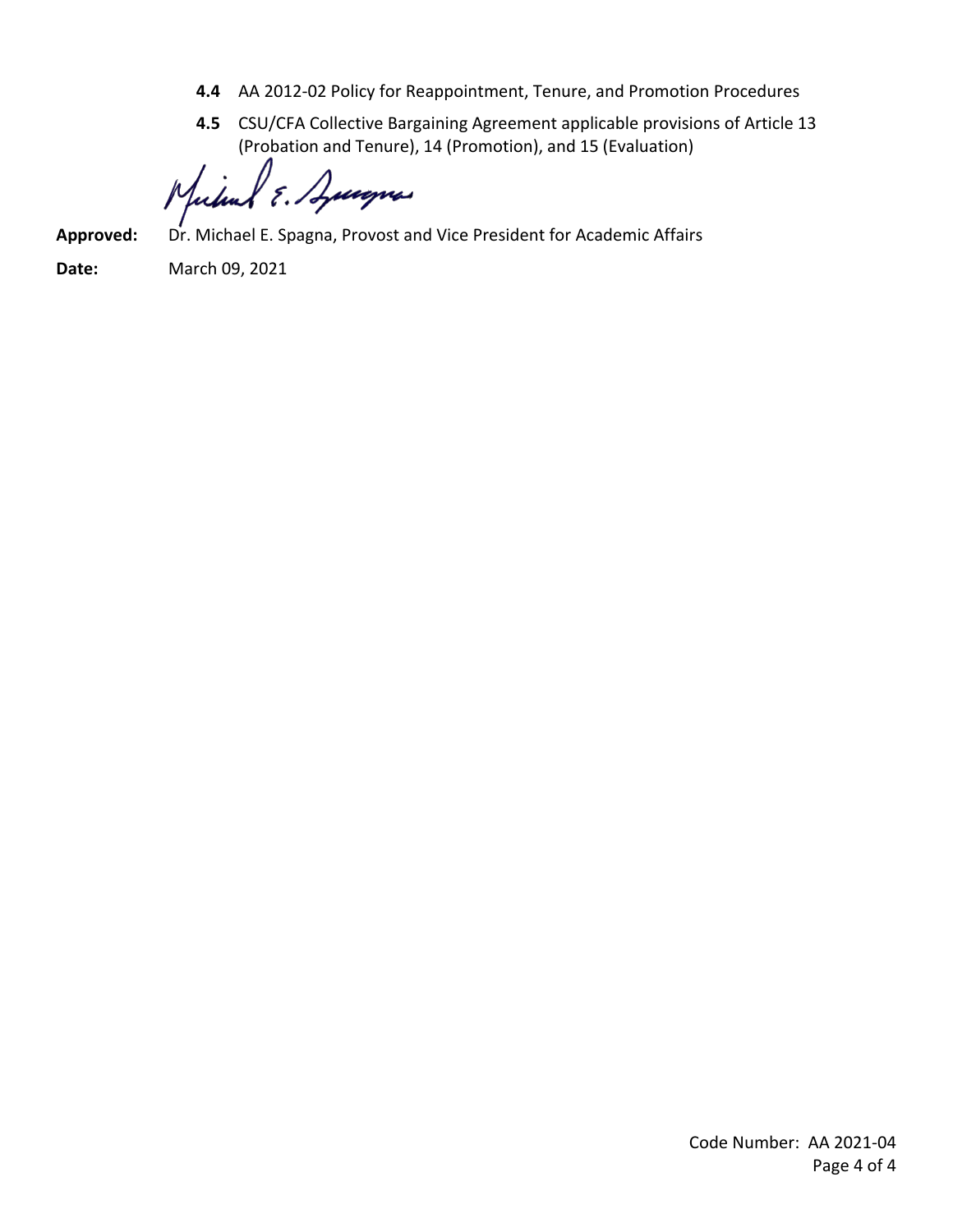**4.4** AA 2012-02 Policy for Reappointment, Tenure, and Promotion Procedures

**4.5** CSU/CFA Collective Bargaining Agreement applicable provisions of Article 13 (Probation and Tenure), 14 (Promotion), and 15 (Evaluation)

**Approved:** Dr. Michael E. Spagna, Provost and Vice President for Academic Affairs

**Date:** March 09, 2021